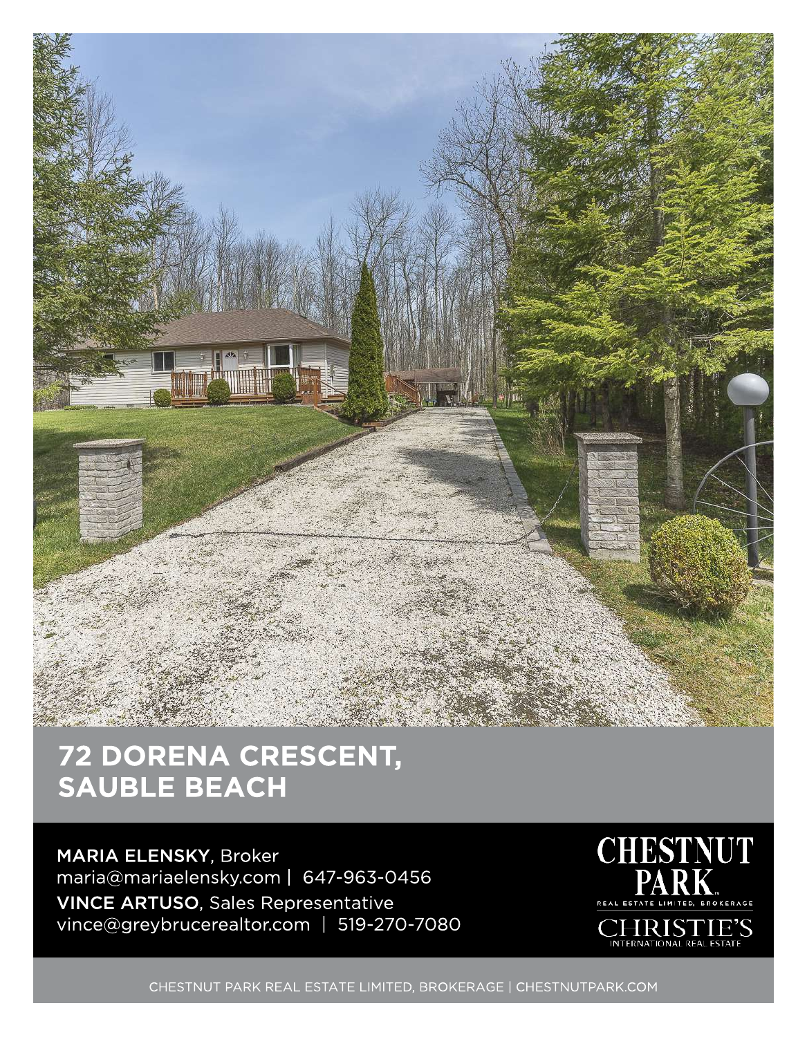# 72 DORENA CRESCENT, SAUBLE BEACH

**MARIA ELENSKY**, Broker
maria@mariaelensky.com | 647-963-0456

**VINCE ARTUSO**, Sales Representative
vince@greybrucerealtor.com | 519-270-7080

CHESTNUT PARK REAL ESTATE LIMITED, BROKERAGE
CHRISTIE'S INTERNATIONAL REAL ESTATE

CHESTNUT PARK REAL ESTATE LIMITED, BROKERAGE | CHESTNUTPARK.COM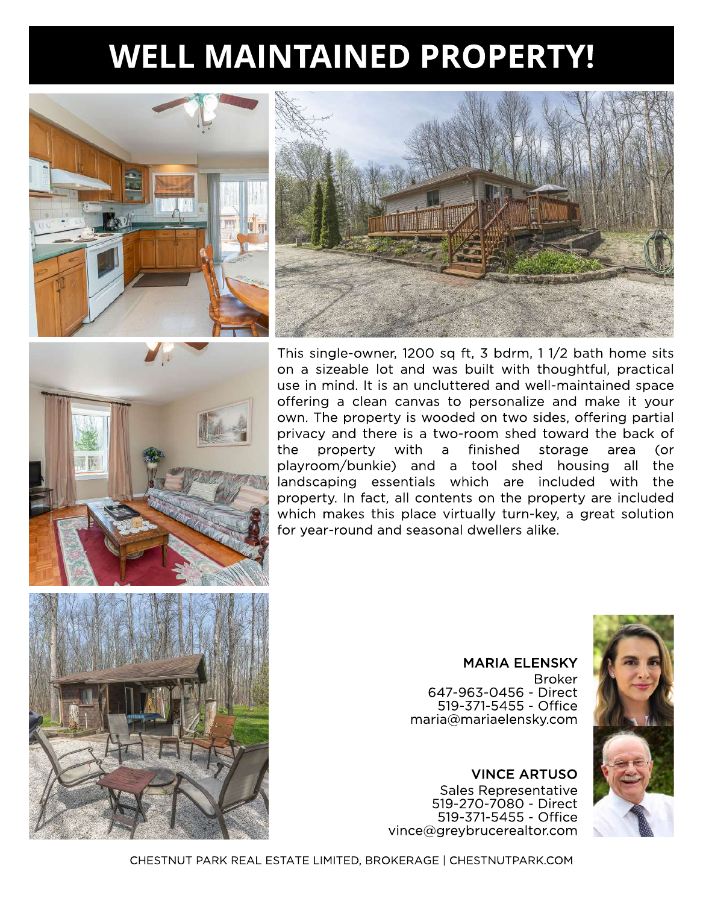# WELL MAINTAINED PROPERTY!

This single-owner, 1200 sq ft, 3 bdrm, 1 1/2 bath home sits on a sizeable lot and was built with thoughtful, practical use in mind. It is an uncluttered and well-maintained space offering a clean canvas to personalize and make it your own. The property is wooded on two sides, offering partial privacy and there is a two-room shed toward the back of the property with a finished storage area (or playroom/bunkie) and a tool shed housing all the landscaping essentials which are included with the property. In fact, all contents on the property are included which makes this place virtually turn-key, a great solution for year-round and seasonal dwellers alike.

**MARIA ELENSKY**
Broker
647-963-0456 - Direct
519-371-5455 - Office
maria@mariaelensky.com

**VINCE ARTUSO**
Sales Representative
519-270-7080 - Direct
519-371-5455 - Office
vince@greybrucerealtor.com

CHESTNUT PARK REAL ESTATE LIMITED, BROKERAGE | CHESTNUTPARK.COM